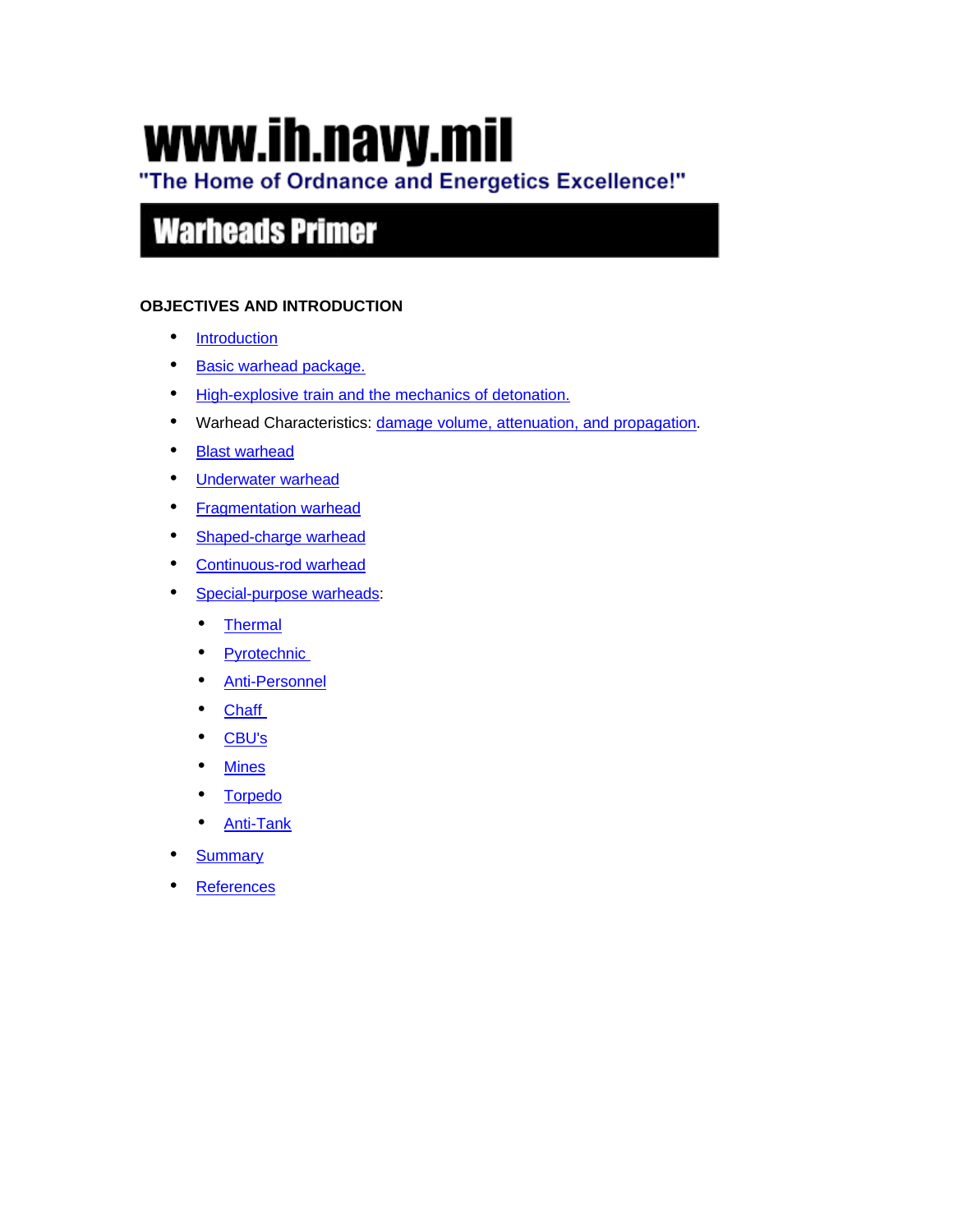# www.ih.navy.mil

"The Home of Ordnance and Energetics Excellence!"

## Warheads Primer

**OBJECTIVES AND INTRODUCTION**

- Introduction
- Basic warhead package.
- High-explosive train and the mechanics of detonation.
- Warhead Characteristics: damage volume, attenuation, and propagation.
- Blast warhead
- Underwater warhead
- Fragmentation warhead
- Shaped-charge warhead
- Continuous-rod warhead
- Special-purpose warheads:
  - Thermal
  - Pyrotechnic
  - Anti-Personnel
  - Chaff
  - CBU's
  - Mines
  - Torpedo
  - Anti-Tank
- Summary
- References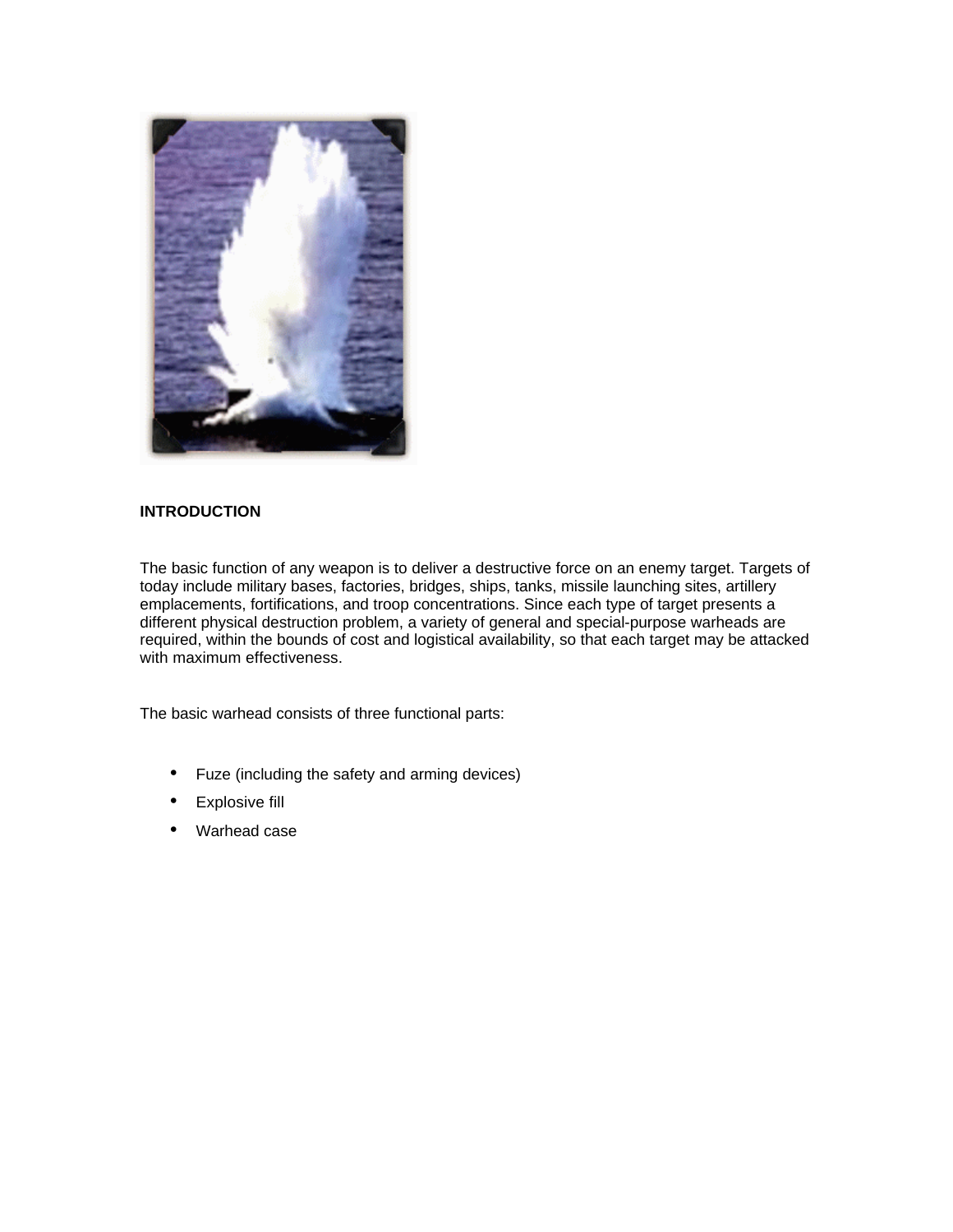## INTRODUCTION

The basic function of any weapon is to deliver a destructive force on an enemy target. Targets of today include military bases, factories, bridges, ships, tanks, missile launching sites, artillery emplacements, fortifications, and troop concentrations. Since each type of target presents a different physical destruction problem, a variety of general and special-purpose warheads are required, within the bounds of cost and logistical availability, so that each target may be attacked with maximum effectiveness.

The basic warhead consists of three functional parts:

- Fuze (including the safety and arming devices)
- Explosive fill
- Warhead case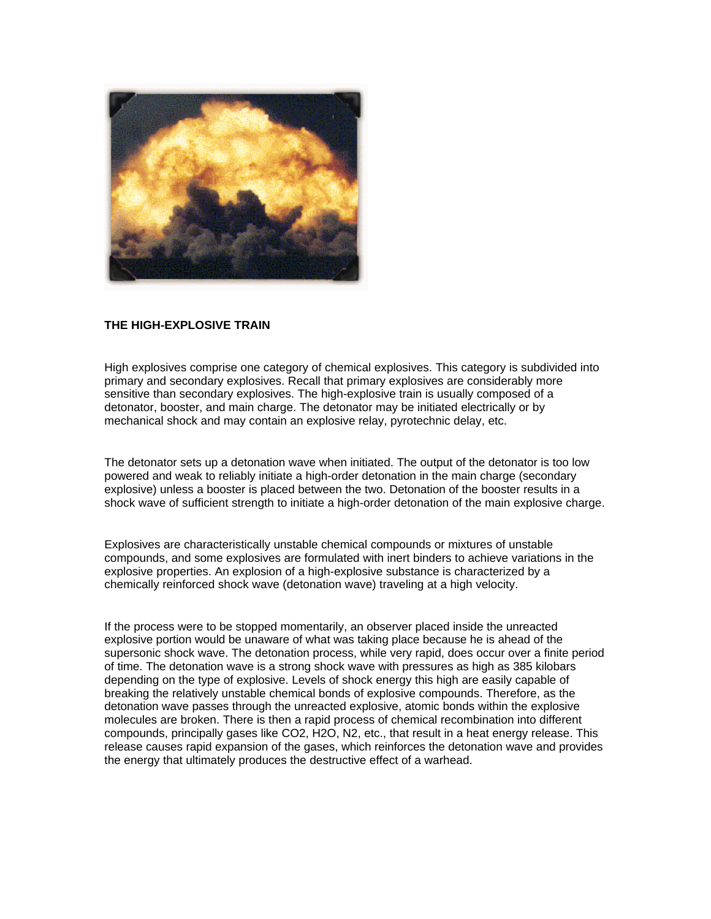## THE HIGH-EXPLOSIVE TRAIN

High explosives comprise one category of chemical explosives. This category is subdivided into primary and secondary explosives. Recall that primary explosives are considerably more sensitive than secondary explosives. The high-explosive train is usually composed of a detonator, booster, and main charge. The detonator may be initiated electrically or by mechanical shock and may contain an explosive relay, pyrotechnic delay, etc.

The detonator sets up a detonation wave when initiated. The output of the detonator is too low powered and weak to reliably initiate a high-order detonation in the main charge (secondary explosive) unless a booster is placed between the two. Detonation of the booster results in a shock wave of sufficient strength to initiate a high-order detonation of the main explosive charge.

Explosives are characteristically unstable chemical compounds or mixtures of unstable compounds, and some explosives are formulated with inert binders to achieve variations in the explosive properties. An explosion of a high-explosive substance is characterized by a chemically reinforced shock wave (detonation wave) traveling at a high velocity.

If the process were to be stopped momentarily, an observer placed inside the unreacted explosive portion would be unaware of what was taking place because he is ahead of the supersonic shock wave. The detonation process, while very rapid, does occur over a finite period of time. The detonation wave is a strong shock wave with pressures as high as 385 kilobars depending on the type of explosive. Levels of shock energy this high are easily capable of breaking the relatively unstable chemical bonds of explosive compounds. Therefore, as the detonation wave passes through the unreacted explosive, atomic bonds within the explosive molecules are broken. There is then a rapid process of chemical recombination into different compounds, principally gases like $CO_2$, $H_2O$, $N_2$, etc., that result in a heat energy release. This release causes rapid expansion of the gases, which reinforces the detonation wave and provides the energy that ultimately produces the destructive effect of a warhead.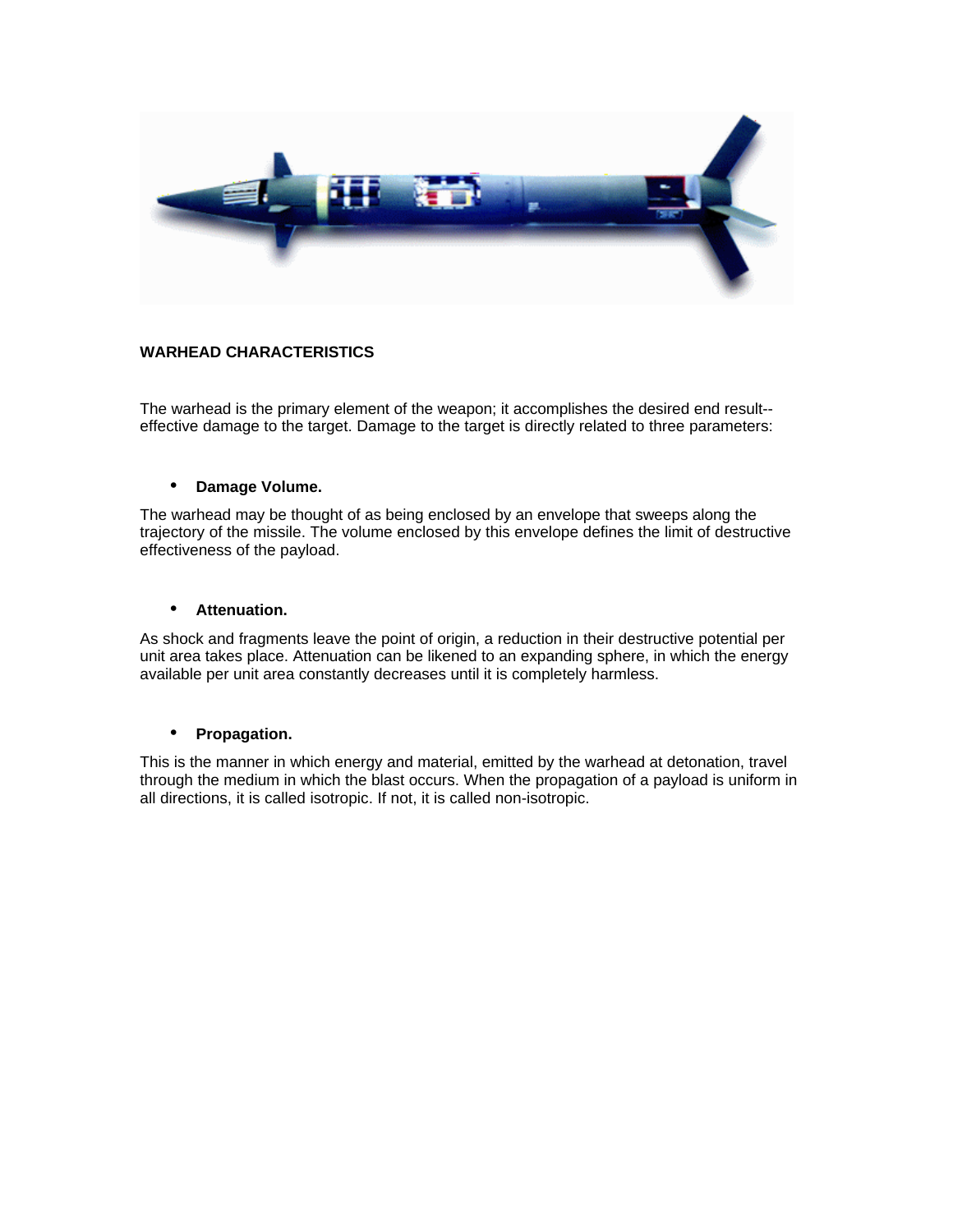## WARHEAD CHARACTERISTICS

The warhead is the primary element of the weapon; it accomplishes the desired end result--effective damage to the target. Damage to the target is directly related to three parameters:

- **Damage Volume.**

The warhead may be thought of as being enclosed by an envelope that sweeps along the trajectory of the missile. The volume enclosed by this envelope defines the limit of destructive effectiveness of the payload.

- **Attenuation.**

As shock and fragments leave the point of origin, a reduction in their destructive potential per unit area takes place. Attenuation can be likened to an expanding sphere, in which the energy available per unit area constantly decreases until it is completely harmless.

- **Propagation.**

This is the manner in which energy and material, emitted by the warhead at detonation, travel through the medium in which the blast occurs. When the propagation of a payload is uniform in all directions, it is called isotropic. If not, it is called non-isotropic.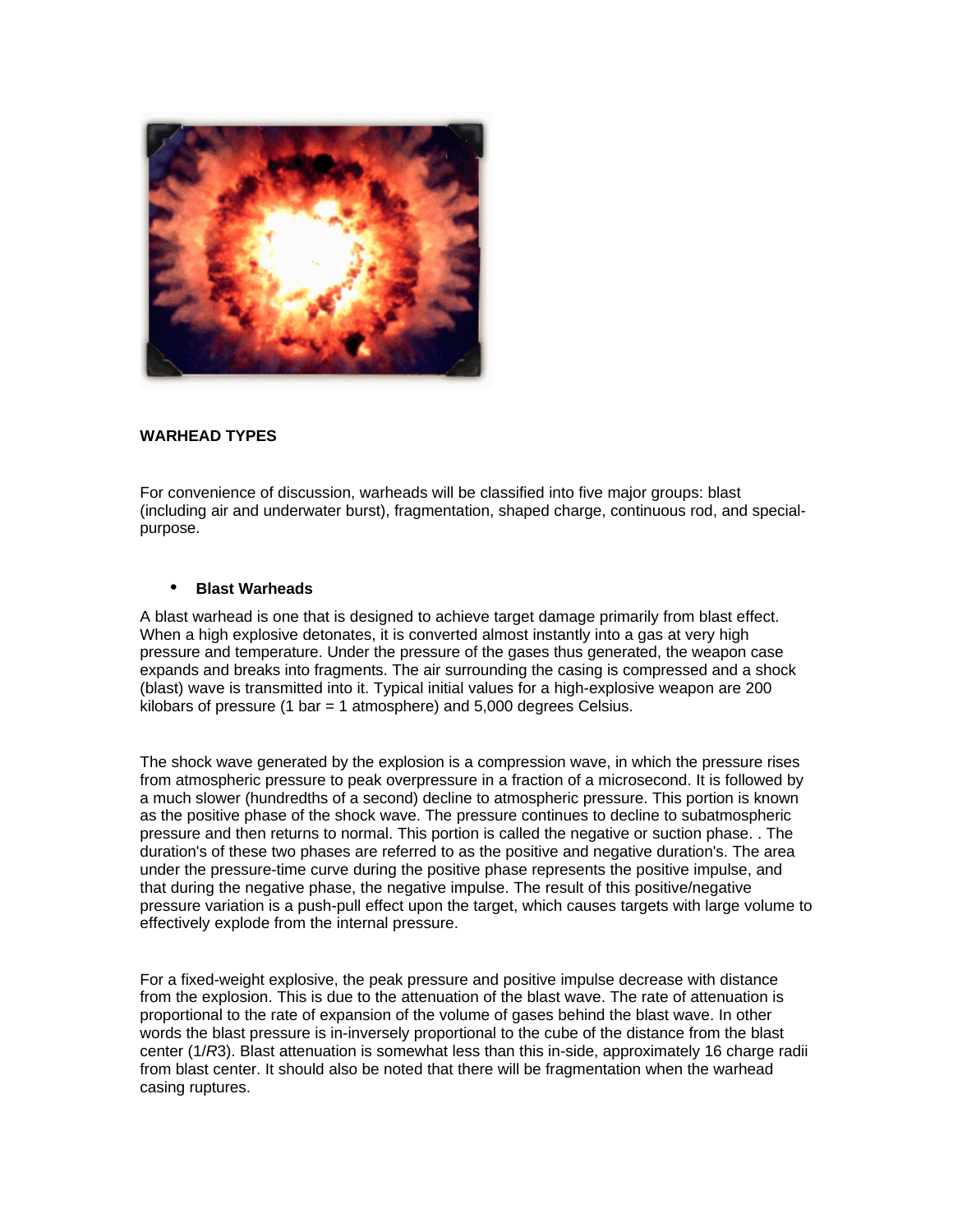## WARHEAD TYPES

For convenience of discussion, warheads will be classified into five major groups: blast (including air and underwater burst), fragmentation, shaped charge, continuous rod, and special-purpose.

- **Blast Warheads**

A blast warhead is one that is designed to achieve target damage primarily from blast effect. When a high explosive detonates, it is converted almost instantly into a gas at very high pressure and temperature. Under the pressure of the gases thus generated, the weapon case expands and breaks into fragments. The air surrounding the casing is compressed and a shock (blast) wave is transmitted into it. Typical initial values for a high-explosive weapon are 200 kilobars of pressure (1 bar = 1 atmosphere) and 5,000 degrees Celsius.

The shock wave generated by the explosion is a compression wave, in which the pressure rises from atmospheric pressure to peak overpressure in a fraction of a microsecond. It is followed by a much slower (hundredths of a second) decline to atmospheric pressure. This portion is known as the positive phase of the shock wave. The pressure continues to decline to subatmospheric pressure and then returns to normal. This portion is called the negative or suction phase. . The duration's of these two phases are referred to as the positive and negative duration's. The area under the pressure-time curve during the positive phase represents the positive impulse, and that during the negative phase, the negative impulse. The result of this positive/negative pressure variation is a push-pull effect upon the target, which causes targets with large volume to effectively explode from the internal pressure.

For a fixed-weight explosive, the peak pressure and positive impulse decrease with distance from the explosion. This is due to the attenuation of the blast wave. The rate of attenuation is proportional to the rate of expansion of the volume of gases behind the blast wave. In other words the blast pressure is in-inversely proportional to the cube of the distance from the blast center ($1/R^3$). Blast attenuation is somewhat less than this in-side, approximately 16 charge radii from blast center. It should also be noted that there will be fragmentation when the warhead casing ruptures.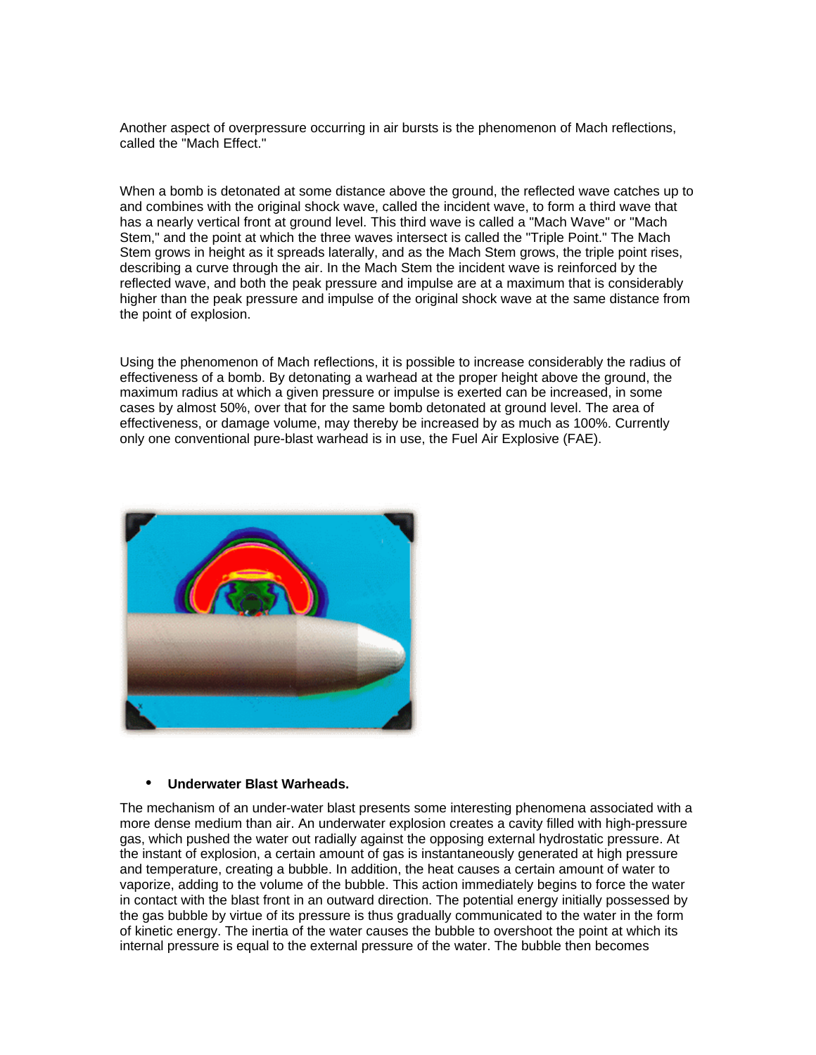Another aspect of overpressure occurring in air bursts is the phenomenon of Mach reflections, called the "Mach Effect."

When a bomb is detonated at some distance above the ground, the reflected wave catches up to and combines with the original shock wave, called the incident wave, to form a third wave that has a nearly vertical front at ground level. This third wave is called a "Mach Wave" or "Mach Stem," and the point at which the three waves intersect is called the "Triple Point." The Mach Stem grows in height as it spreads laterally, and as the Mach Stem grows, the triple point rises, describing a curve through the air. In the Mach Stem the incident wave is reinforced by the reflected wave, and both the peak pressure and impulse are at a maximum that is considerably higher than the peak pressure and impulse of the original shock wave at the same distance from the point of explosion.

Using the phenomenon of Mach reflections, it is possible to increase considerably the radius of effectiveness of a bomb. By detonating a warhead at the proper height above the ground, the maximum radius at which a given pressure or impulse is exerted can be increased, in some cases by almost 50%, over that for the same bomb detonated at ground level. The area of effectiveness, or damage volume, may thereby be increased by as much as 100%. Currently only one conventional pure-blast warhead is in use, the Fuel Air Explosive (FAE).

- **Underwater Blast Warheads.**

The mechanism of an under-water blast presents some interesting phenomena associated with a more dense medium than air. An underwater explosion creates a cavity filled with high-pressure gas, which pushed the water out radially against the opposing external hydrostatic pressure. At the instant of explosion, a certain amount of gas is instantaneously generated at high pressure and temperature, creating a bubble. In addition, the heat causes a certain amount of water to vaporize, adding to the volume of the bubble. This action immediately begins to force the water in contact with the blast front in an outward direction. The potential energy initially possessed by the gas bubble by virtue of its pressure is thus gradually communicated to the water in the form of kinetic energy. The inertia of the water causes the bubble to overshoot the point at which its internal pressure is equal to the external pressure of the water. The bubble then becomes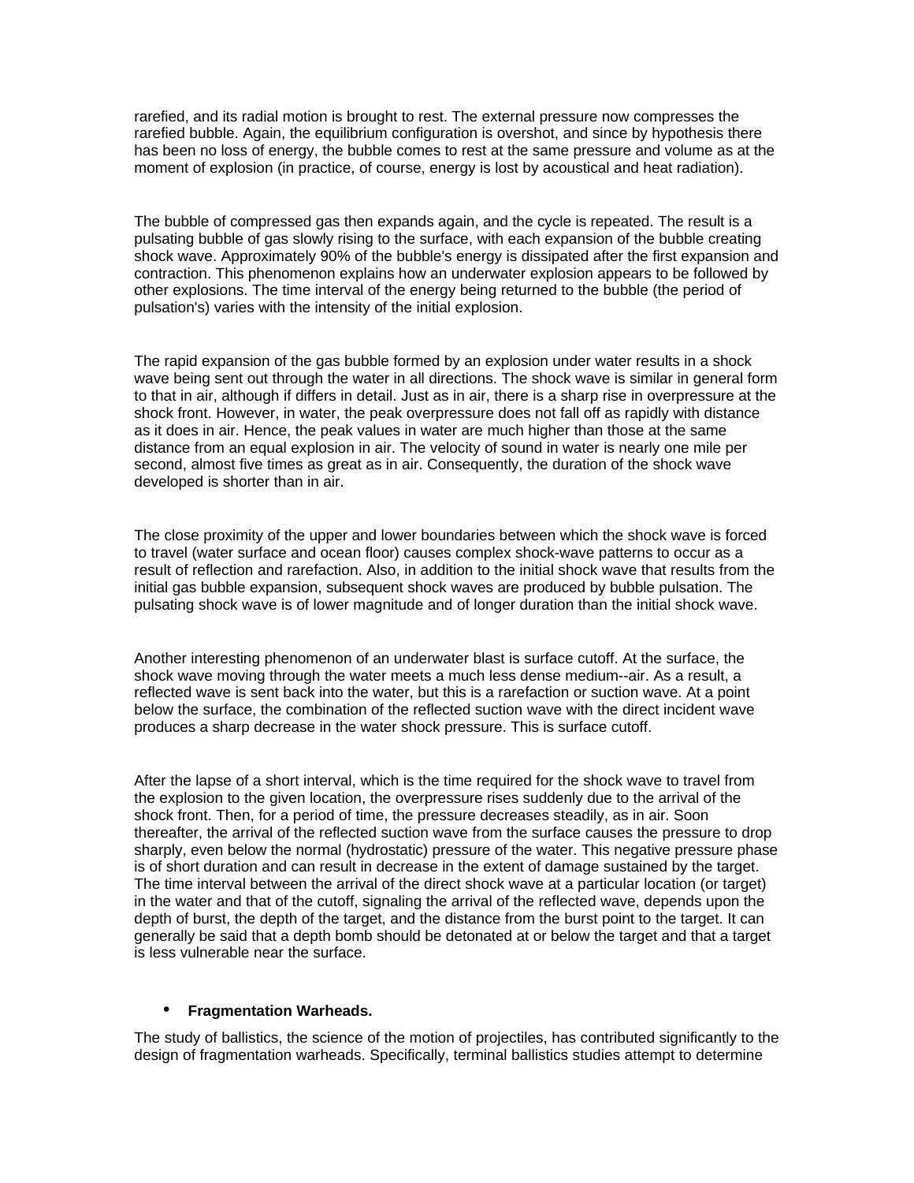rarefied, and its radial motion is brought to rest. The external pressure now compresses the rarefied bubble. Again, the equilibrium configuration is overshot, and since by hypothesis there has been no loss of energy, the bubble comes to rest at the same pressure and volume as at the moment of explosion (in practice, of course, energy is lost by acoustical and heat radiation).

The bubble of compressed gas then expands again, and the cycle is repeated. The result is a pulsating bubble of gas slowly rising to the surface, with each expansion of the bubble creating shock wave. Approximately 90% of the bubble's energy is dissipated after the first expansion and contraction. This phenomenon explains how an underwater explosion appears to be followed by other explosions. The time interval of the energy being returned to the bubble (the period of pulsation's) varies with the intensity of the initial explosion.

The rapid expansion of the gas bubble formed by an explosion under water results in a shock wave being sent out through the water in all directions. The shock wave is similar in general form to that in air, although if differs in detail. Just as in air, there is a sharp rise in overpressure at the shock front. However, in water, the peak overpressure does not fall off as rapidly with distance as it does in air. Hence, the peak values in water are much higher than those at the same distance from an equal explosion in air. The velocity of sound in water is nearly one mile per second, almost five times as great as in air. Consequently, the duration of the shock wave developed is shorter than in air.

The close proximity of the upper and lower boundaries between which the shock wave is forced to travel (water surface and ocean floor) causes complex shock-wave patterns to occur as a result of reflection and rarefaction. Also, in addition to the initial shock wave that results from the initial gas bubble expansion, subsequent shock waves are produced by bubble pulsation. The pulsating shock wave is of lower magnitude and of longer duration than the initial shock wave.

Another interesting phenomenon of an underwater blast is surface cutoff. At the surface, the shock wave moving through the water meets a much less dense medium--air. As a result, a reflected wave is sent back into the water, but this is a rarefaction or suction wave. At a point below the surface, the combination of the reflected suction wave with the direct incident wave produces a sharp decrease in the water shock pressure. This is surface cutoff.

After the lapse of a short interval, which is the time required for the shock wave to travel from the explosion to the given location, the overpressure rises suddenly due to the arrival of the shock front. Then, for a period of time, the pressure decreases steadily, as in air. Soon thereafter, the arrival of the reflected suction wave from the surface causes the pressure to drop sharply, even below the normal (hydrostatic) pressure of the water. This negative pressure phase is of short duration and can result in decrease in the extent of damage sustained by the target. The time interval between the arrival of the direct shock wave at a particular location (or target) in the water and that of the cutoff, signaling the arrival of the reflected wave, depends upon the depth of burst, the depth of the target, and the distance from the burst point to the target. It can generally be said that a depth bomb should be detonated at or below the target and that a target is less vulnerable near the surface.

- **Fragmentation Warheads.**

The study of ballistics, the science of the motion of projectiles, has contributed significantly to the design of fragmentation warheads. Specifically, terminal ballistics studies attempt to determine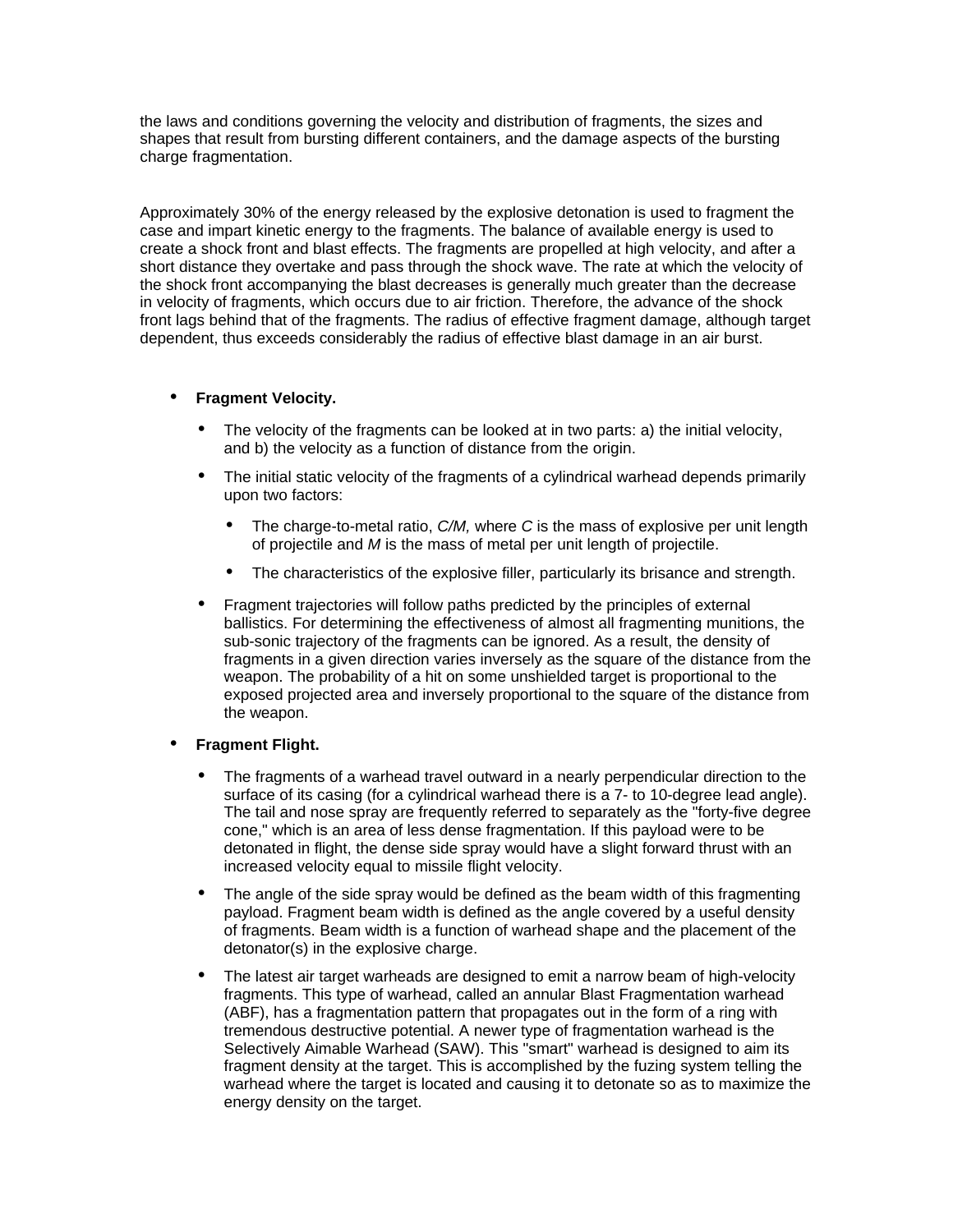the laws and conditions governing the velocity and distribution of fragments, the sizes and shapes that result from bursting different containers, and the damage aspects of the bursting charge fragmentation.

Approximately 30% of the energy released by the explosive detonation is used to fragment the case and impart kinetic energy to the fragments. The balance of available energy is used to create a shock front and blast effects. The fragments are propelled at high velocity, and after a short distance they overtake and pass through the shock wave. The rate at which the velocity of the shock front accompanying the blast decreases is generally much greater than the decrease in velocity of fragments, which occurs due to air friction. Therefore, the advance of the shock front lags behind that of the fragments. The radius of effective fragment damage, although target dependent, thus exceeds considerably the radius of effective blast damage in an air burst.

- **Fragment Velocity.**
  - The velocity of the fragments can be looked at in two parts: a) the initial velocity, and b) the velocity as a function of distance from the origin.
  - The initial static velocity of the fragments of a cylindrical warhead depends primarily upon two factors:
    - The charge-to-metal ratio, *C/M,* where *C* is the mass of explosive per unit length of projectile and *M* is the mass of metal per unit length of projectile.
    - The characteristics of the explosive filler, particularly its brisance and strength.
  - Fragment trajectories will follow paths predicted by the principles of external ballistics. For determining the effectiveness of almost all fragmenting munitions, the sub-sonic trajectory of the fragments can be ignored. As a result, the density of fragments in a given direction varies inversely as the square of the distance from the weapon. The probability of a hit on some unshielded target is proportional to the exposed projected area and inversely proportional to the square of the distance from the weapon.
- **Fragment Flight.**
  - The fragments of a warhead travel outward in a nearly perpendicular direction to the surface of its casing (for a cylindrical warhead there is a 7- to 10-degree lead angle). The tail and nose spray are frequently referred to separately as the "forty-five degree cone," which is an area of less dense fragmentation. If this payload were to be detonated in flight, the dense side spray would have a slight forward thrust with an increased velocity equal to missile flight velocity.
  - The angle of the side spray would be defined as the beam width of this fragmenting payload. Fragment beam width is defined as the angle covered by a useful density of fragments. Beam width is a function of warhead shape and the placement of the detonator(s) in the explosive charge.
  - The latest air target warheads are designed to emit a narrow beam of high-velocity fragments. This type of warhead, called an annular Blast Fragmentation warhead (ABF), has a fragmentation pattern that propagates out in the form of a ring with tremendous destructive potential. A newer type of fragmentation warhead is the Selectively Aimable Warhead (SAW). This "smart" warhead is designed to aim its fragment density at the target. This is accomplished by the fuzing system telling the warhead where the target is located and causing it to detonate so as to maximize the energy density on the target.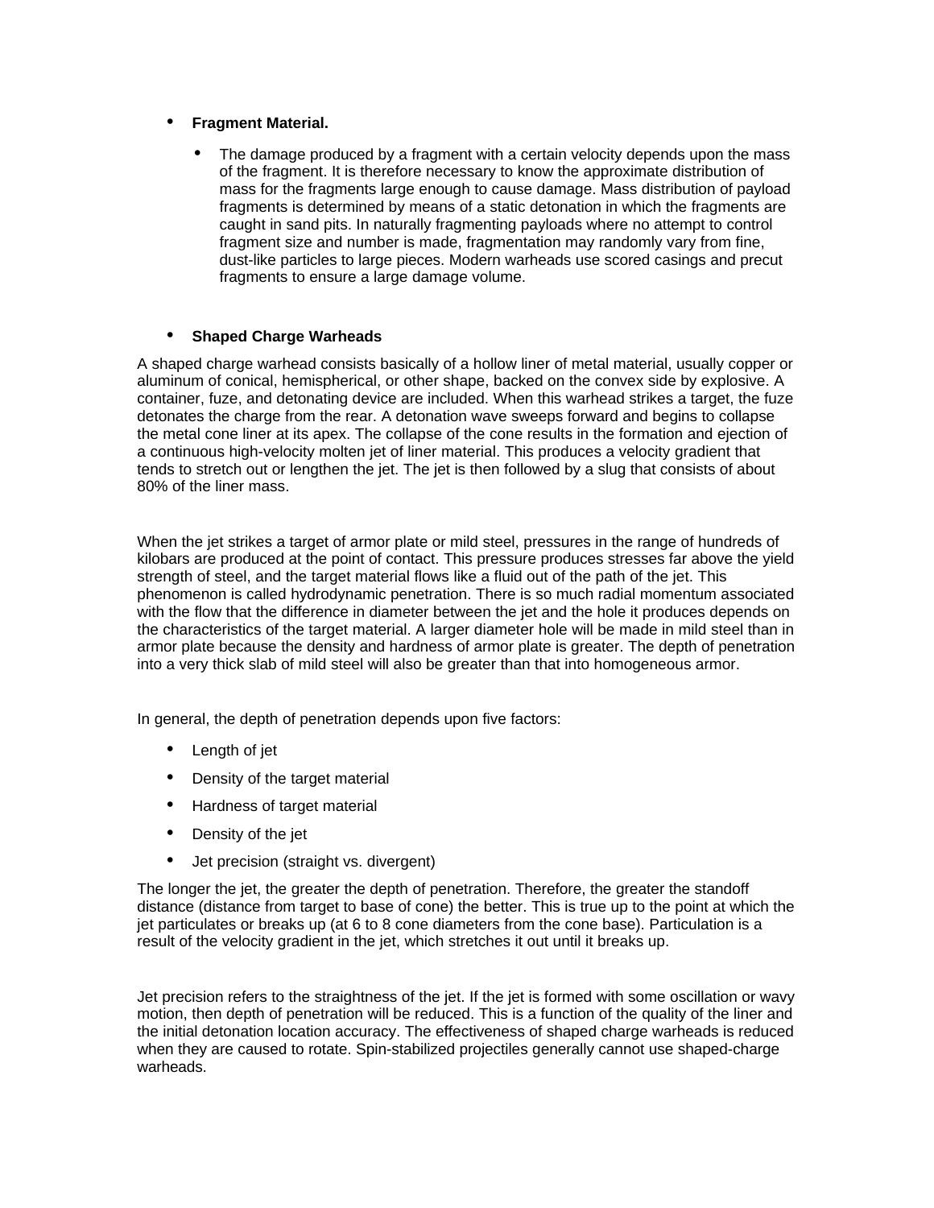- **Fragment Material.**
  - The damage produced by a fragment with a certain velocity depends upon the mass of the fragment. It is therefore necessary to know the approximate distribution of mass for the fragments large enough to cause damage. Mass distribution of payload fragments is determined by means of a static detonation in which the fragments are caught in sand pits. In naturally fragmenting payloads where no attempt to control fragment size and number is made, fragmentation may randomly vary from fine, dust-like particles to large pieces. Modern warheads use scored casings and precut fragments to ensure a large damage volume.

- **Shaped Charge Warheads**

A shaped charge warhead consists basically of a hollow liner of metal material, usually copper or aluminum of conical, hemispherical, or other shape, backed on the convex side by explosive. A container, fuze, and detonating device are included. When this warhead strikes a target, the fuze detonates the charge from the rear. A detonation wave sweeps forward and begins to collapse the metal cone liner at its apex. The collapse of the cone results in the formation and ejection of a continuous high-velocity molten jet of liner material. This produces a velocity gradient that tends to stretch out or lengthen the jet. The jet is then followed by a slug that consists of about 80% of the liner mass.

When the jet strikes a target of armor plate or mild steel, pressures in the range of hundreds of kilobars are produced at the point of contact. This pressure produces stresses far above the yield strength of steel, and the target material flows like a fluid out of the path of the jet. This phenomenon is called hydrodynamic penetration. There is so much radial momentum associated with the flow that the difference in diameter between the jet and the hole it produces depends on the characteristics of the target material. A larger diameter hole will be made in mild steel than in armor plate because the density and hardness of armor plate is greater. The depth of penetration into a very thick slab of mild steel will also be greater than that into homogeneous armor.

In general, the depth of penetration depends upon five factors:

- Length of jet
- Density of the target material
- Hardness of target material
- Density of the jet
- Jet precision (straight vs. divergent)

The longer the jet, the greater the depth of penetration. Therefore, the greater the standoff distance (distance from target to base of cone) the better. This is true up to the point at which the jet particulates or breaks up (at 6 to 8 cone diameters from the cone base). Particulation is a result of the velocity gradient in the jet, which stretches it out until it breaks up.

Jet precision refers to the straightness of the jet. If the jet is formed with some oscillation or wavy motion, then depth of penetration will be reduced. This is a function of the quality of the liner and the initial detonation location accuracy. The effectiveness of shaped charge warheads is reduced when they are caused to rotate. Spin-stabilized projectiles generally cannot use shaped-charge warheads.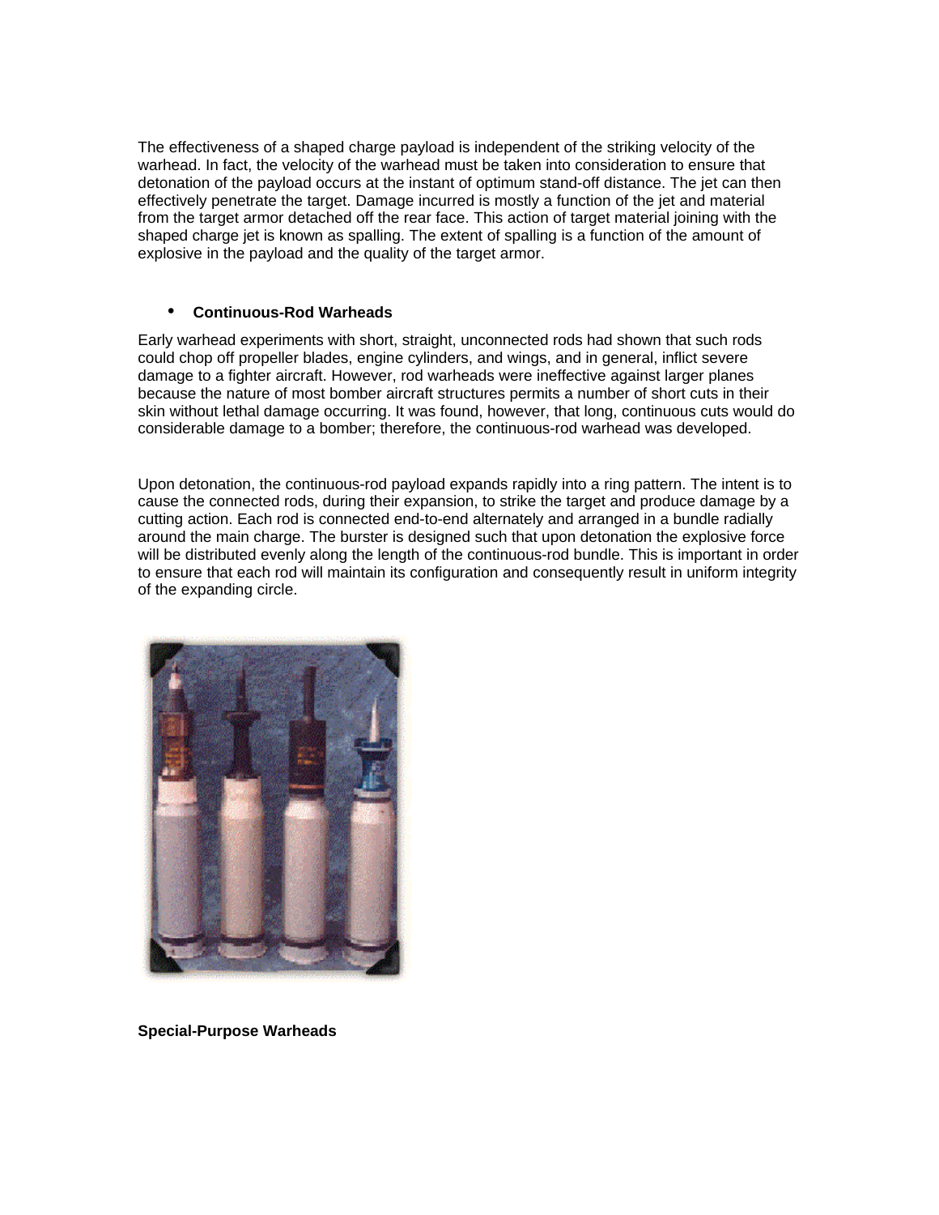The effectiveness of a shaped charge payload is independent of the striking velocity of the warhead. In fact, the velocity of the warhead must be taken into consideration to ensure that detonation of the payload occurs at the instant of optimum stand-off distance. The jet can then effectively penetrate the target. Damage incurred is mostly a function of the jet and material from the target armor detached off the rear face. This action of target material joining with the shaped charge jet is known as spalling. The extent of spalling is a function of the amount of explosive in the payload and the quality of the target armor.

- **Continuous-Rod Warheads**

Early warhead experiments with short, straight, unconnected rods had shown that such rods could chop off propeller blades, engine cylinders, and wings, and in general, inflict severe damage to a fighter aircraft. However, rod warheads were ineffective against larger planes because the nature of most bomber aircraft structures permits a number of short cuts in their skin without lethal damage occurring. It was found, however, that long, continuous cuts would do considerable damage to a bomber; therefore, the continuous-rod warhead was developed.

Upon detonation, the continuous-rod payload expands rapidly into a ring pattern. The intent is to cause the connected rods, during their expansion, to strike the target and produce damage by a cutting action. Each rod is connected end-to-end alternately and arranged in a bundle radially around the main charge. The burster is designed such that upon detonation the explosive force will be distributed evenly along the length of the continuous-rod bundle. This is important in order to ensure that each rod will maintain its configuration and consequently result in uniform integrity of the expanding circle.

**Special-Purpose Warheads**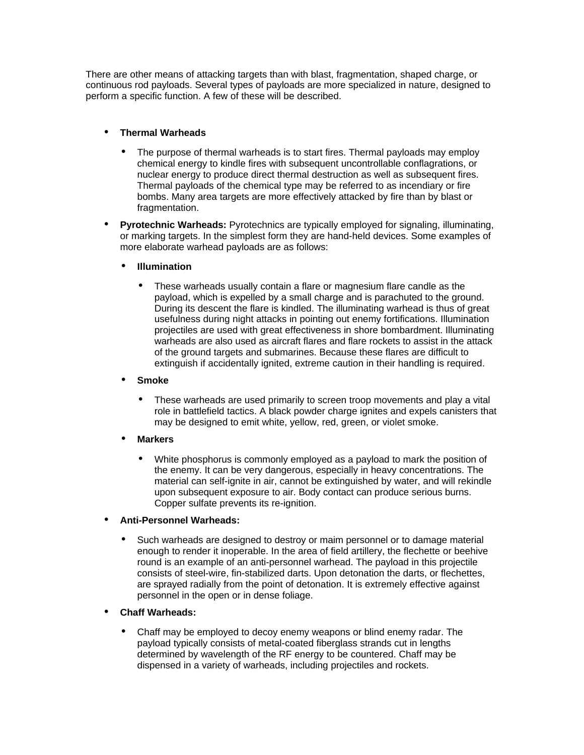There are other means of attacking targets than with blast, fragmentation, shaped charge, or continuous rod payloads. Several types of payloads are more specialized in nature, designed to perform a specific function. A few of these will be described.

- **Thermal Warheads**
  - The purpose of thermal warheads is to start fires. Thermal payloads may employ chemical energy to kindle fires with subsequent uncontrollable conflagrations, or nuclear energy to produce direct thermal destruction as well as subsequent fires. Thermal payloads of the chemical type may be referred to as incendiary or fire bombs. Many area targets are more effectively attacked by fire than by blast or fragmentation.
- **Pyrotechnic Warheads:** Pyrotechnics are typically employed for signaling, illuminating, or marking targets. In the simplest form they are hand-held devices. Some examples of more elaborate warhead payloads are as follows:
  - **Illumination**
    - These warheads usually contain a flare or magnesium flare candle as the payload, which is expelled by a small charge and is parachuted to the ground. During its descent the flare is kindled. The illuminating warhead is thus of great usefulness during night attacks in pointing out enemy fortifications. Illumination projectiles are used with great effectiveness in shore bombardment. Illuminating warheads are also used as aircraft flares and flare rockets to assist in the attack of the ground targets and submarines. Because these flares are difficult to extinguish if accidentally ignited, extreme caution in their handling is required.
  - **Smoke**
    - These warheads are used primarily to screen troop movements and play a vital role in battlefield tactics. A black powder charge ignites and expels canisters that may be designed to emit white, yellow, red, green, or violet smoke.
  - **Markers**
    - White phosphorus is commonly employed as a payload to mark the position of the enemy. It can be very dangerous, especially in heavy concentrations. The material can self-ignite in air, cannot be extinguished by water, and will rekindle upon subsequent exposure to air. Body contact can produce serious burns. Copper sulfate prevents its re-ignition.
- **Anti-Personnel Warheads:**
  - Such warheads are designed to destroy or maim personnel or to damage material enough to render it inoperable. In the area of field artillery, the flechette or beehive round is an example of an anti-personnel warhead. The payload in this projectile consists of steel-wire, fin-stabilized darts. Upon detonation the darts, or flechettes, are sprayed radially from the point of detonation. It is extremely effective against personnel in the open or in dense foliage.
- **Chaff Warheads:**
  - Chaff may be employed to decoy enemy weapons or blind enemy radar. The payload typically consists of metal-coated fiberglass strands cut in lengths determined by wavelength of the RF energy to be countered. Chaff may be dispensed in a variety of warheads, including projectiles and rockets.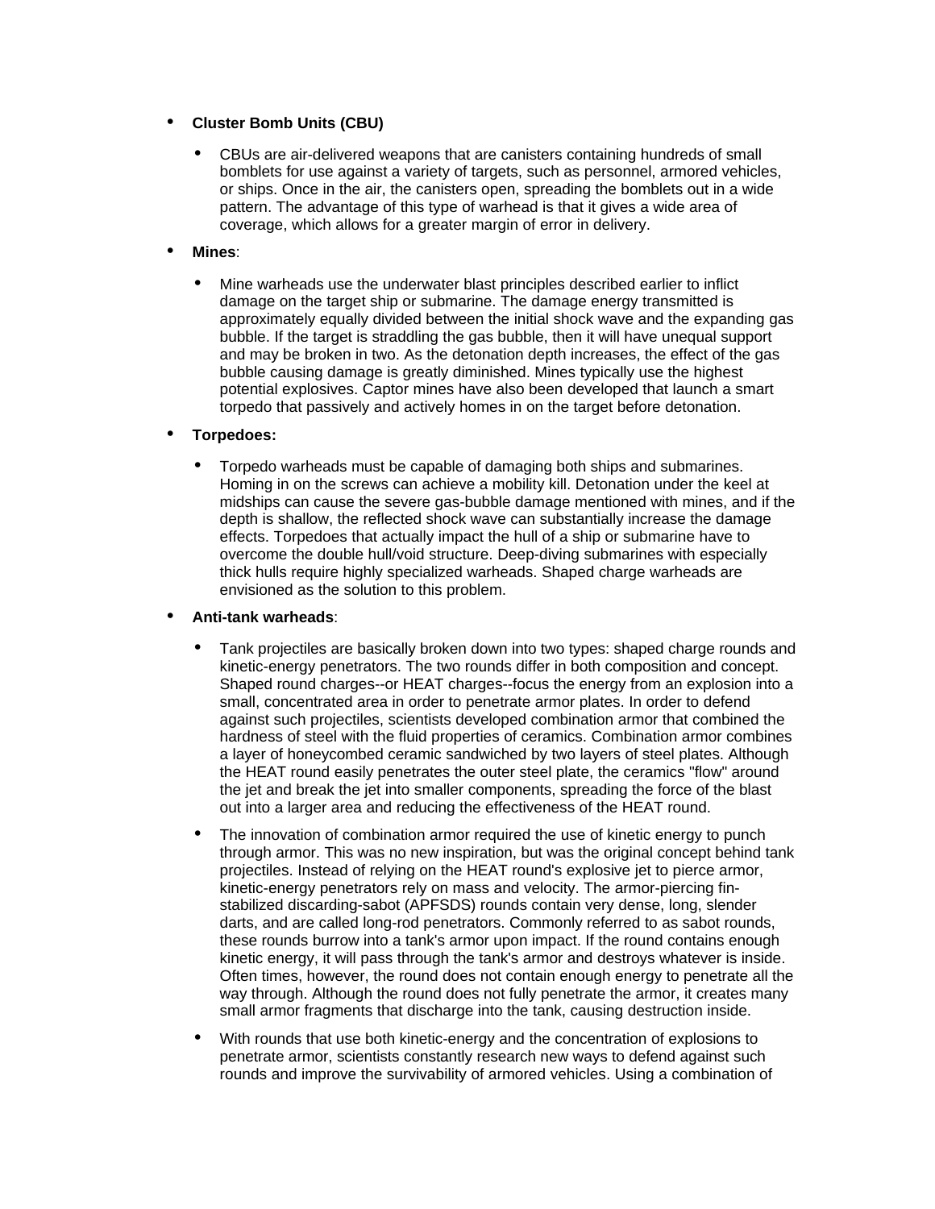- **Cluster Bomb Units (CBU)**
  - CBUs are air-delivered weapons that are canisters containing hundreds of small bomblets for use against a variety of targets, such as personnel, armored vehicles, or ships. Once in the air, the canisters open, spreading the bomblets out in a wide pattern. The advantage of this type of warhead is that it gives a wide area of coverage, which allows for a greater margin of error in delivery.
- **Mines**:
  - Mine warheads use the underwater blast principles described earlier to inflict damage on the target ship or submarine. The damage energy transmitted is approximately equally divided between the initial shock wave and the expanding gas bubble. If the target is straddling the gas bubble, then it will have unequal support and may be broken in two. As the detonation depth increases, the effect of the gas bubble causing damage is greatly diminished. Mines typically use the highest potential explosives. Captor mines have also been developed that launch a smart torpedo that passively and actively homes in on the target before detonation.
- **Torpedoes:**
  - Torpedo warheads must be capable of damaging both ships and submarines. Homing in on the screws can achieve a mobility kill. Detonation under the keel at midships can cause the severe gas-bubble damage mentioned with mines, and if the depth is shallow, the reflected shock wave can substantially increase the damage effects. Torpedoes that actually impact the hull of a ship or submarine have to overcome the double hull/void structure. Deep-diving submarines with especially thick hulls require highly specialized warheads. Shaped charge warheads are envisioned as the solution to this problem.
- **Anti-tank warheads**:
  - Tank projectiles are basically broken down into two types: shaped charge rounds and kinetic-energy penetrators. The two rounds differ in both composition and concept. Shaped round charges--or HEAT charges--focus the energy from an explosion into a small, concentrated area in order to penetrate armor plates. In order to defend against such projectiles, scientists developed combination armor that combined the hardness of steel with the fluid properties of ceramics. Combination armor combines a layer of honeycombed ceramic sandwiched by two layers of steel plates. Although the HEAT round easily penetrates the outer steel plate, the ceramics "flow" around the jet and break the jet into smaller components, spreading the force of the blast out into a larger area and reducing the effectiveness of the HEAT round.
  - The innovation of combination armor required the use of kinetic energy to punch through armor. This was no new inspiration, but was the original concept behind tank projectiles. Instead of relying on the HEAT round's explosive jet to pierce armor, kinetic-energy penetrators rely on mass and velocity. The armor-piercing fin-stabilized discarding-sabot (APFSDS) rounds contain very dense, long, slender darts, and are called long-rod penetrators. Commonly referred to as sabot rounds, these rounds burrow into a tank's armor upon impact. If the round contains enough kinetic energy, it will pass through the tank's armor and destroys whatever is inside. Often times, however, the round does not contain enough energy to penetrate all the way through. Although the round does not fully penetrate the armor, it creates many small armor fragments that discharge into the tank, causing destruction inside.
  - With rounds that use both kinetic-energy and the concentration of explosions to penetrate armor, scientists constantly research new ways to defend against such rounds and improve the survivability of armored vehicles. Using a combination of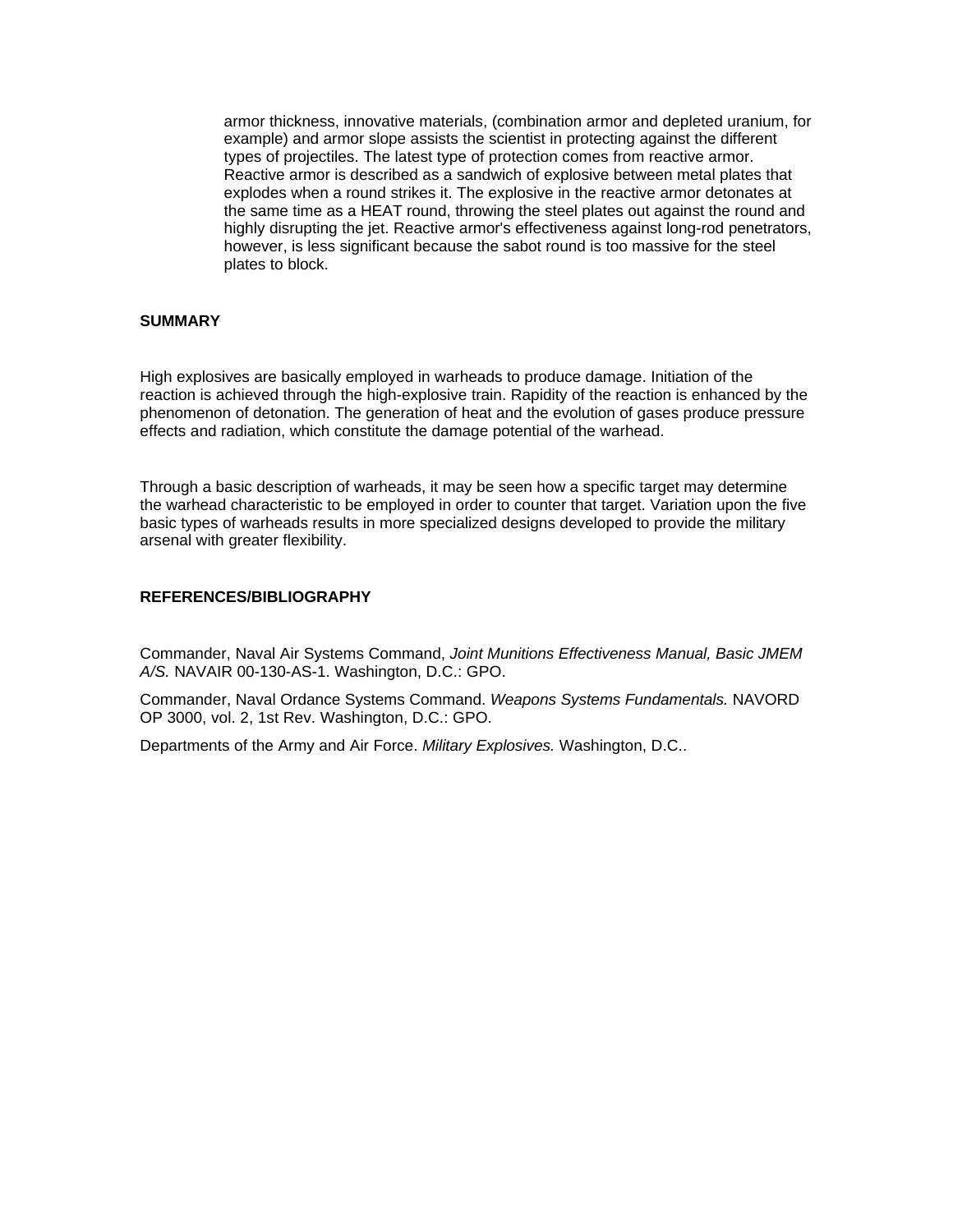armor thickness, innovative materials, (combination armor and depleted uranium, for example) and armor slope assists the scientist in protecting against the different types of projectiles. The latest type of protection comes from reactive armor. Reactive armor is described as a sandwich of explosive between metal plates that explodes when a round strikes it. The explosive in the reactive armor detonates at the same time as a HEAT round, throwing the steel plates out against the round and highly disrupting the jet. Reactive armor's effectiveness against long-rod penetrators, however, is less significant because the sabot round is too massive for the steel plates to block.

**SUMMARY**

High explosives are basically employed in warheads to produce damage. Initiation of the reaction is achieved through the high-explosive train. Rapidity of the reaction is enhanced by the phenomenon of detonation. The generation of heat and the evolution of gases produce pressure effects and radiation, which constitute the damage potential of the warhead.

Through a basic description of warheads, it may be seen how a specific target may determine the warhead characteristic to be employed in order to counter that target. Variation upon the five basic types of warheads results in more specialized designs developed to provide the military arsenal with greater flexibility.

**REFERENCES/BIBLIOGRAPHY**

Commander, Naval Air Systems Command, *Joint Munitions Effectiveness Manual, Basic JMEM A/S.* NAVAIR 00-130-AS-1. Washington, D.C.: GPO.

Commander, Naval Ordance Systems Command. *Weapons Systems Fundamentals.* NAVORD OP 3000, vol. 2, 1st Rev. Washington, D.C.: GPO.

Departments of the Army and Air Force. *Military Explosives.* Washington, D.C..